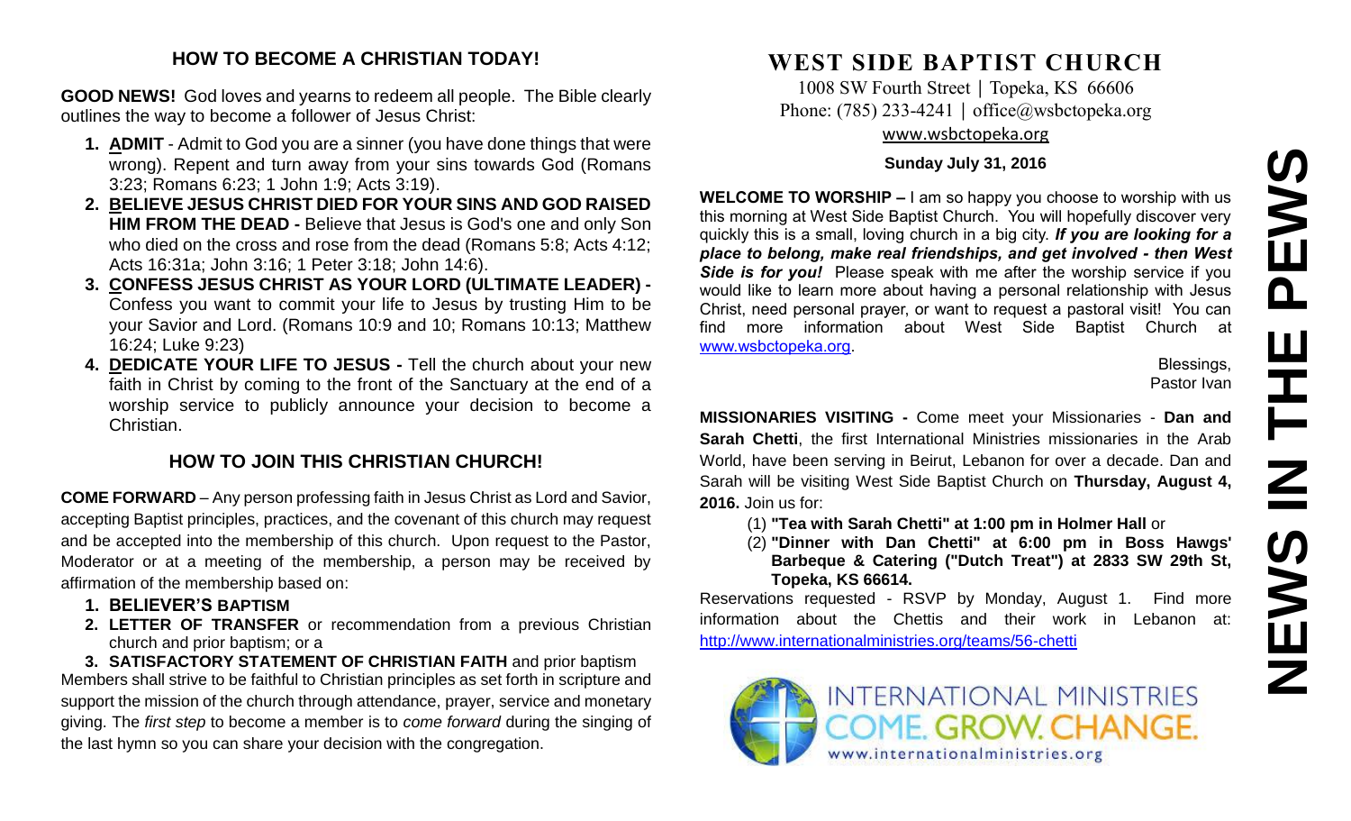## HOW TO BECOME A CHRISTIAN TODAY!

**GOOD NEWS!** God loves and yearns to redeem all people. The Bible clearly outlines the way to become a follower of Jesus Christ:

1. **ADMIT** - Admit to God you are a sinner (you have done things that were wrong). Repent and turn away from your sins towards God (Romans 3:23; Romans 6:23; 1 John 1:9; Acts 3:19).
2. **BELIEVE JESUS CHRIST DIED FOR YOUR SINS AND GOD RAISED HIM FROM THE DEAD -** Believe that Jesus is God's one and only Son who died on the cross and rose from the dead (Romans 5:8; Acts 4:12; Acts 16:31a; John 3:16; 1 Peter 3:18; John 14:6).
3. **CONFESS JESUS CHRIST AS YOUR LORD (ULTIMATE LEADER) -** Confess you want to commit your life to Jesus by trusting Him to be your Savior and Lord. (Romans 10:9 and 10; Romans 10:13; Matthew 16:24; Luke 9:23)
4. **DEDICATE YOUR LIFE TO JESUS -** Tell the church about your new faith in Christ by coming to the front of the Sanctuary at the end of a worship service to publicly announce your decision to become a Christian.

## HOW TO JOIN THIS CHRISTIAN CHURCH!

**COME FORWARD** – Any person professing faith in Jesus Christ as Lord and Savior, accepting Baptist principles, practices, and the covenant of this church may request and be accepted into the membership of this church. Upon request to the Pastor, Moderator or at a meeting of the membership, a person may be received by affirmation of the membership based on:

1. **BELIEVER'S BAPTISM**
2. **LETTER OF TRANSFER** or recommendation from a previous Christian church and prior baptism; or a
3. **SATISFACTORY STATEMENT OF CHRISTIAN FAITH** and prior baptism

Members shall strive to be faithful to Christian principles as set forth in scripture and support the mission of the church through attendance, prayer, service and monetary giving. The *first step* to become a member is to *come forward* during the singing of the last hymn so you can share your decision with the congregation.

# WEST SIDE BAPTIST CHURCH

1008 SW Fourth Street | Topeka, KS 66606
Phone: (785) 233-4241 | office@wsbctopeka.org
www.wsbctopeka.org

**Sunday July 31, 2016**

# NEWS IN THE PEWS

**WELCOME TO WORSHIP –** I am so happy you choose to worship with us this morning at West Side Baptist Church. You will hopefully discover very quickly this is a small, loving church in a big city. ***If you are looking for a place to belong, make real friendships, and get involved - then West Side is for you!*** Please speak with me after the worship service if you would like to learn more about having a personal relationship with Jesus Christ, need personal prayer, or want to request a pastoral visit! You can find more information about West Side Baptist Church at www.wsbctopeka.org.

Blessings,
Pastor Ivan

**MISSIONARIES VISITING -** Come meet your Missionaries - **Dan and Sarah Chetti**, the first International Ministries missionaries in the Arab World, have been serving in Beirut, Lebanon for over a decade. Dan and Sarah will be visiting West Side Baptist Church on **Thursday, August 4, 2016.** Join us for:

(1) **"Tea with Sarah Chetti" at 1:00 pm in Holmer Hall** or
(2) **"Dinner with Dan Chetti" at 6:00 pm in Boss Hawgs' Barbeque & Catering ("Dutch Treat") at 2833 SW 29th St, Topeka, KS 66614.**

Reservations requested - RSVP by Monday, August 1. Find more information about the Chettis and their work in Lebanon at: http://www.internationalministries.org/teams/56-chetti

INTERNATIONAL MINISTRIES
COME. GROW. CHANGE.
www.internationalministries.org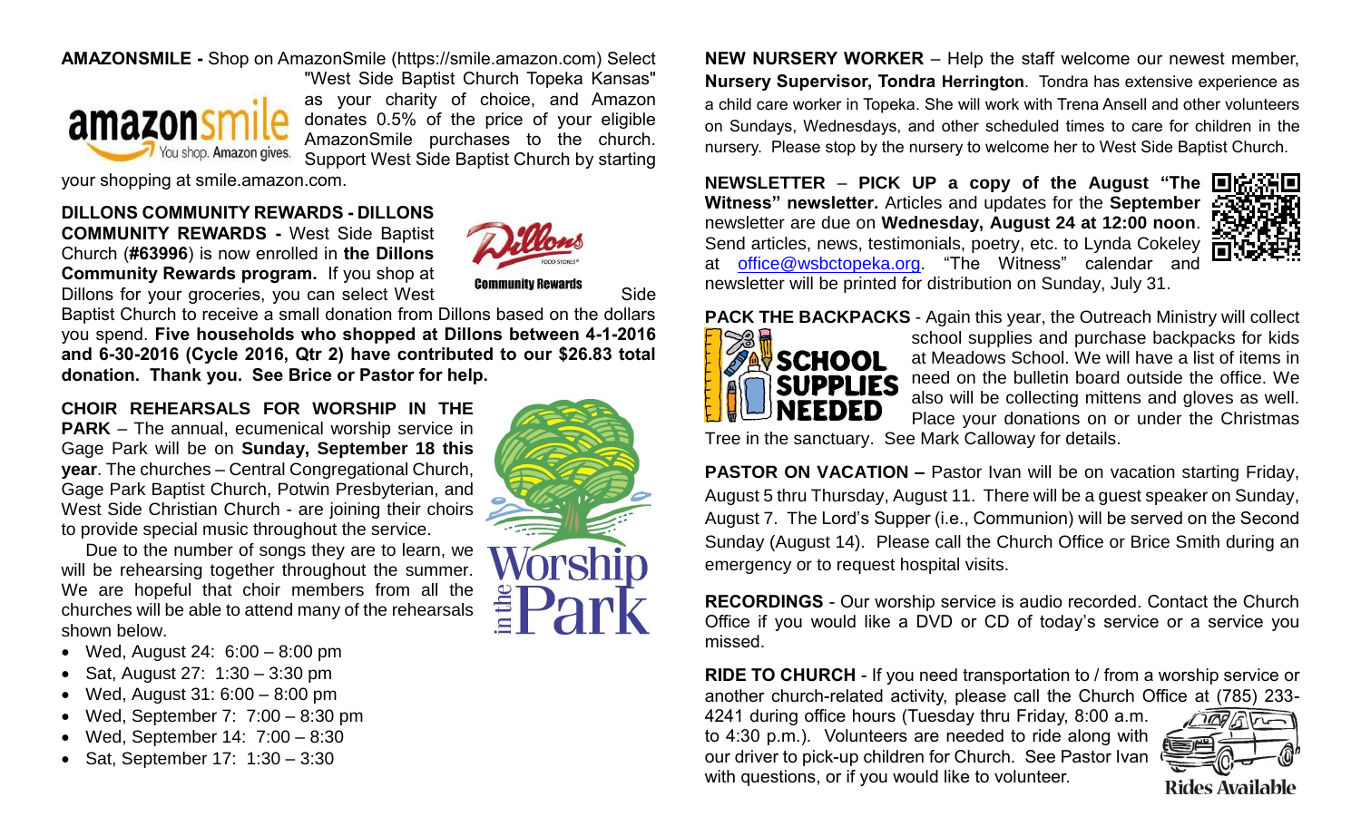**AMAZONSMILE -** Shop on AmazonSmile (https://smile.amazon.com) Select "West Side Baptist Church Topeka Kansas" as your charity of choice, and Amazon donates 0.5% of the price of your eligible AmazonSmile purchases to the church. Support West Side Baptist Church by starting your shopping at smile.amazon.com.

**DILLONS COMMUNITY REWARDS - DILLONS COMMUNITY REWARDS -** West Side Baptist Church (**#63996**) is now enrolled in **the Dillons Community Rewards program.** If you shop at Dillons for your groceries, you can select West Side Baptist Church to receive a small donation from Dillons based on the dollars you spend. **Five households who shopped at Dillons between 4-1-2016 and 6-30-2016 (Cycle 2016, Qtr 2) have contributed to our $26.83 total donation. Thank you. See Brice or Pastor for help.**

**CHOIR REHEARSALS FOR WORSHIP IN THE PARK** – The annual, ecumenical worship service in Gage Park will be on **Sunday, September 18 this year**. The churches – Central Congregational Church, Gage Park Baptist Church, Potwin Presbyterian, and West Side Christian Church - are joining their choirs to provide special music throughout the service.

Due to the number of songs they are to learn, we will be rehearsing together throughout the summer. We are hopeful that choir members from all the churches will be able to attend many of the rehearsals shown below.

- Wed, August 24: 6:00 – 8:00 pm
- Sat, August 27: 1:30 – 3:30 pm
- Wed, August 31: 6:00 – 8:00 pm
- Wed, September 7: 7:00 – 8:30 pm
- Wed, September 14: 7:00 – 8:30
- Sat, September 17: 1:30 – 3:30

**NEW NURSERY WORKER** – Help the staff welcome our newest member, **Nursery Supervisor, Tondra Herrington**. Tondra has extensive experience as a child care worker in Topeka. She will work with Trena Ansell and other volunteers on Sundays, Wednesdays, and other scheduled times to care for children in the nursery. Please stop by the nursery to welcome her to West Side Baptist Church.

**NEWSLETTER** – **PICK UP a copy of the August "The Witness" newsletter.** Articles and updates for the **September** newsletter are due on **Wednesday, August 24 at 12:00 noon**. Send articles, news, testimonials, poetry, etc. to Lynda Cokeley at office@wsbctopeka.org. "The Witness" calendar and newsletter will be printed for distribution on Sunday, July 31.

**PACK THE BACKPACKS** - Again this year, the Outreach Ministry will collect school supplies and purchase backpacks for kids at Meadows School. We will have a list of items in need on the bulletin board outside the office. We also will be collecting mittens and gloves as well. Place your donations on or under the Christmas Tree in the sanctuary. See Mark Calloway for details.

**PASTOR ON VACATION –** Pastor Ivan will be on vacation starting Friday, August 5 thru Thursday, August 11. There will be a guest speaker on Sunday, August 7. The Lord's Supper (i.e., Communion) will be served on the Second Sunday (August 14). Please call the Church Office or Brice Smith during an emergency or to request hospital visits.

**RECORDINGS** - Our worship service is audio recorded. Contact the Church Office if you would like a DVD or CD of today's service or a service you missed.

**RIDE TO CHURCH** - If you need transportation to / from a worship service or another church-related activity, please call the Church Office at (785) 233-4241 during office hours (Tuesday thru Friday, 8:00 a.m. to 4:30 p.m.). Volunteers are needed to ride along with our driver to pick-up children for Church. See Pastor Ivan with questions, or if you would like to volunteer.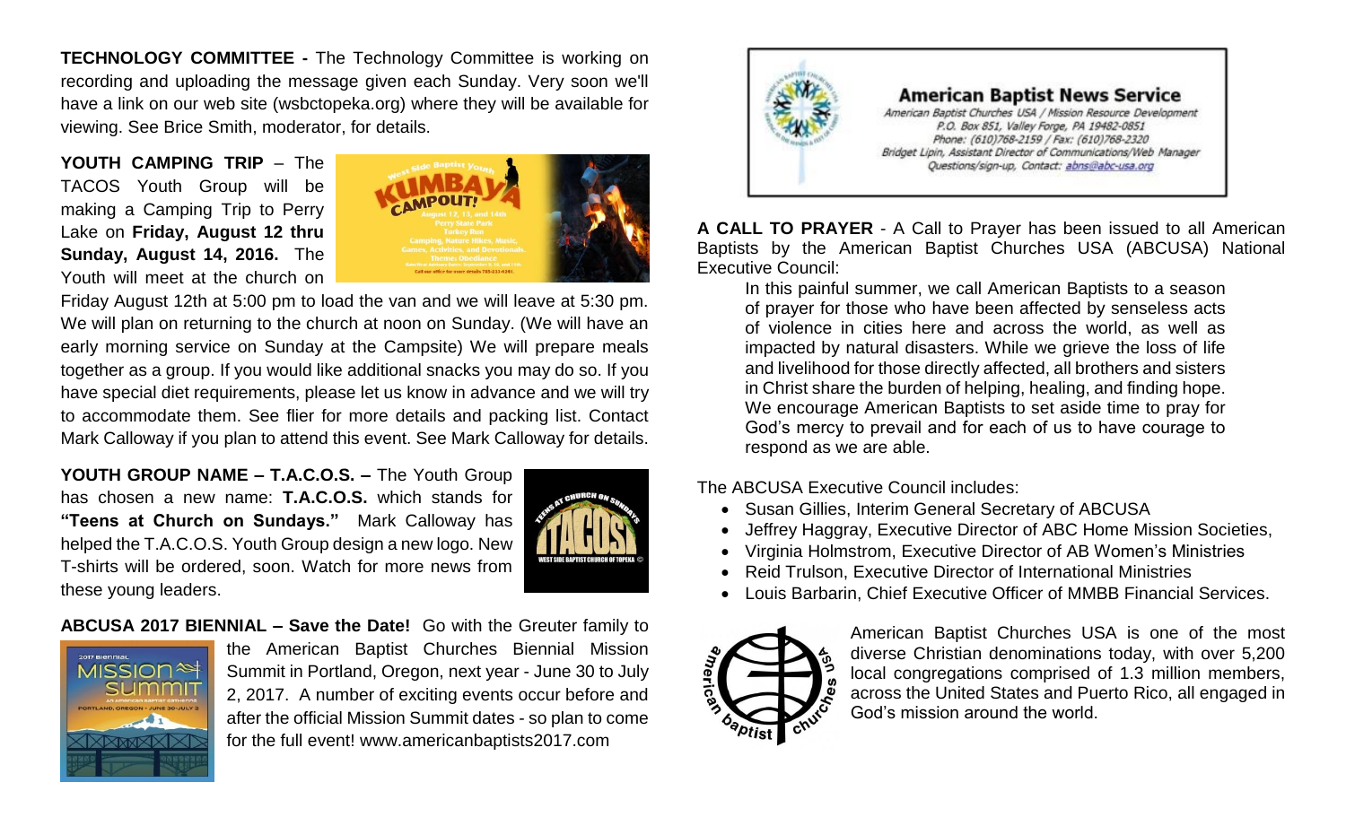**TECHNOLOGY COMMITTEE -** The Technology Committee is working on recording and uploading the message given each Sunday. Very soon we'll have a link on our web site (wsbctopeka.org) where they will be available for viewing. See Brice Smith, moderator, for details.

**YOUTH CAMPING TRIP** – The TACOS Youth Group will be making a Camping Trip to Perry Lake on **Friday, August 12 thru Sunday, August 14, 2016.** The Youth will meet at the church on Friday August 12th at 5:00 pm to load the van and we will leave at 5:30 pm. We will plan on returning to the church at noon on Sunday. (We will have an early morning service on Sunday at the Campsite) We will prepare meals together as a group. If you would like additional snacks you may do so. If you have special diet requirements, please let us know in advance and we will try to accommodate them. See flier for more details and packing list. Contact Mark Calloway if you plan to attend this event. See Mark Calloway for details.

**YOUTH GROUP NAME – T.A.C.O.S. –** The Youth Group has chosen a new name: **T.A.C.O.S.** which stands for **"Teens at Church on Sundays."** Mark Calloway has helped the T.A.C.O.S. Youth Group design a new logo. New T-shirts will be ordered, soon. Watch for more news from these young leaders.

**ABCUSA 2017 BIENNIAL – Save the Date!** Go with the Greuter family to the American Baptist Churches Biennial Mission Summit in Portland, Oregon, next year - June 30 to July 2, 2017. A number of exciting events occur before and after the official Mission Summit dates - so plan to come for the full event! www.americanbaptists2017.com

**American Baptist News Service**

*American Baptist Churches USA / Mission Resource Development*
*P.O. Box 851, Valley Forge, PA 19482-0851*
*Phone: (610)768-2159 / Fax: (610)768-2320*
*Bridget Lipin, Assistant Director of Communications/Web Manager*
*Questions/sign-up, Contact: abns@abc-usa.org*

**A CALL TO PRAYER** - A Call to Prayer has been issued to all American Baptists by the American Baptist Churches USA (ABCUSA) National Executive Council:

> In this painful summer, we call American Baptists to a season of prayer for those who have been affected by senseless acts of violence in cities here and across the world, as well as impacted by natural disasters. While we grieve the loss of life and livelihood for those directly affected, all brothers and sisters in Christ share the burden of helping, healing, and finding hope. We encourage American Baptists to set aside time to pray for God's mercy to prevail and for each of us to have courage to respond as we are able.

The ABCUSA Executive Council includes:

- Susan Gillies, Interim General Secretary of ABCUSA
- Jeffrey Haggray, Executive Director of ABC Home Mission Societies,
- Virginia Holmstrom, Executive Director of AB Women's Ministries
- Reid Trulson, Executive Director of International Ministries
- Louis Barbarin, Chief Executive Officer of MMBB Financial Services.

American Baptist Churches USA is one of the most diverse Christian denominations today, with over 5,200 local congregations comprised of 1.3 million members, across the United States and Puerto Rico, all engaged in God's mission around the world.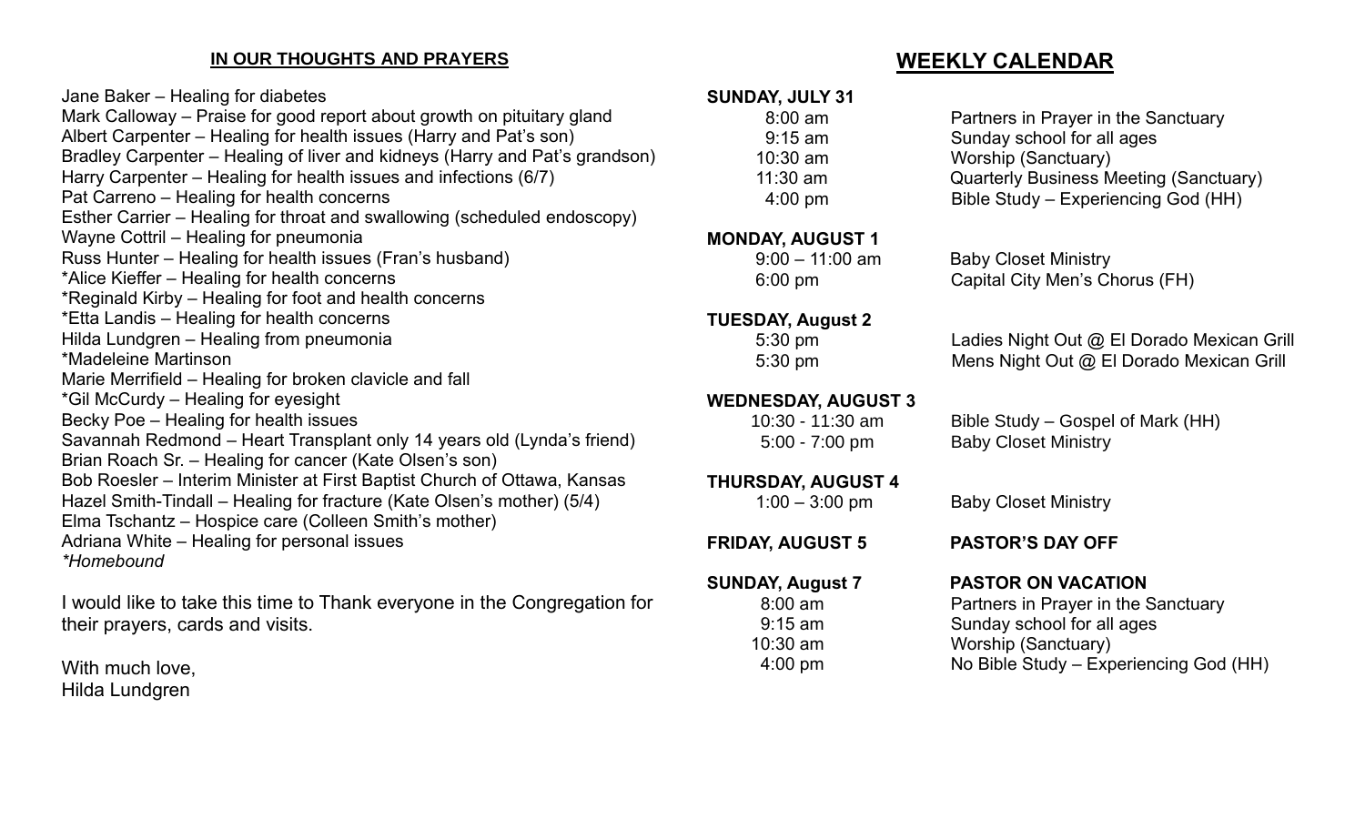## IN OUR THOUGHTS AND PRAYERS

Jane Baker – Healing for diabetes
Mark Calloway – Praise for good report about growth on pituitary gland
Albert Carpenter – Healing for health issues (Harry and Pat's son)
Bradley Carpenter – Healing of liver and kidneys (Harry and Pat's grandson)
Harry Carpenter – Healing for health issues and infections (6/7)
Pat Carreno – Healing for health concerns
Esther Carrier – Healing for throat and swallowing (scheduled endoscopy)
Wayne Cottril – Healing for pneumonia
Russ Hunter – Healing for health issues (Fran's husband)
*Alice Kieffer – Healing for health concerns
*Reginald Kirby – Healing for foot and health concerns
*Etta Landis – Healing for health concerns
Hilda Lundgren – Healing from pneumonia
*Madeleine Martinson
Marie Merrifield – Healing for broken clavicle and fall
*Gil McCurdy – Healing for eyesight
Becky Poe – Healing for health issues
Savannah Redmond – Heart Transplant only 14 years old (Lynda's friend)
Brian Roach Sr. – Healing for cancer (Kate Olsen's son)
Bob Roesler – Interim Minister at First Baptist Church of Ottawa, Kansas
Hazel Smith-Tindall – Healing for fracture (Kate Olsen's mother) (5/4)
Elma Tschantz – Hospice care (Colleen Smith's mother)
Adriana White – Healing for personal issues
*Homebound*

I would like to take this time to Thank everyone in the Congregation for their prayers, cards and visits.

With much love,
Hilda Lundgren

## WEEKLY CALENDAR

**SUNDAY, JULY 31**

| | |
|---|---|
| 8:00 am | Partners in Prayer in the Sanctuary |
| 9:15 am | Sunday school for all ages |
| 10:30 am | Worship (Sanctuary) |
| 11:30 am | Quarterly Business Meeting (Sanctuary) |
| 4:00 pm | Bible Study – Experiencing God (HH) |

**MONDAY, AUGUST 1**

| | |
|---|---|
| 9:00 – 11:00 am | Baby Closet Ministry |
| 6:00 pm | Capital City Men's Chorus (FH) |

**TUESDAY, August 2**

| | |
|---|---|
| 5:30 pm | Ladies Night Out @ El Dorado Mexican Grill |
| 5:30 pm | Mens Night Out @ El Dorado Mexican Grill |

**WEDNESDAY, AUGUST 3**

| | |
|---|---|
| 10:30 - 11:30 am | Bible Study – Gospel of Mark (HH) |
| 5:00 - 7:00 pm | Baby Closet Ministry |

**THURSDAY, AUGUST 4**

| | |
|---|---|
| 1:00 – 3:00 pm | Baby Closet Ministry |

**FRIDAY, AUGUST 5** **PASTOR'S DAY OFF**

**SUNDAY, August 7** **PASTOR ON VACATION**

| | |
|---|---|
| 8:00 am | Partners in Prayer in the Sanctuary |
| 9:15 am | Sunday school for all ages |
| 10:30 am | Worship (Sanctuary) |
| 4:00 pm | No Bible Study – Experiencing God (HH) |